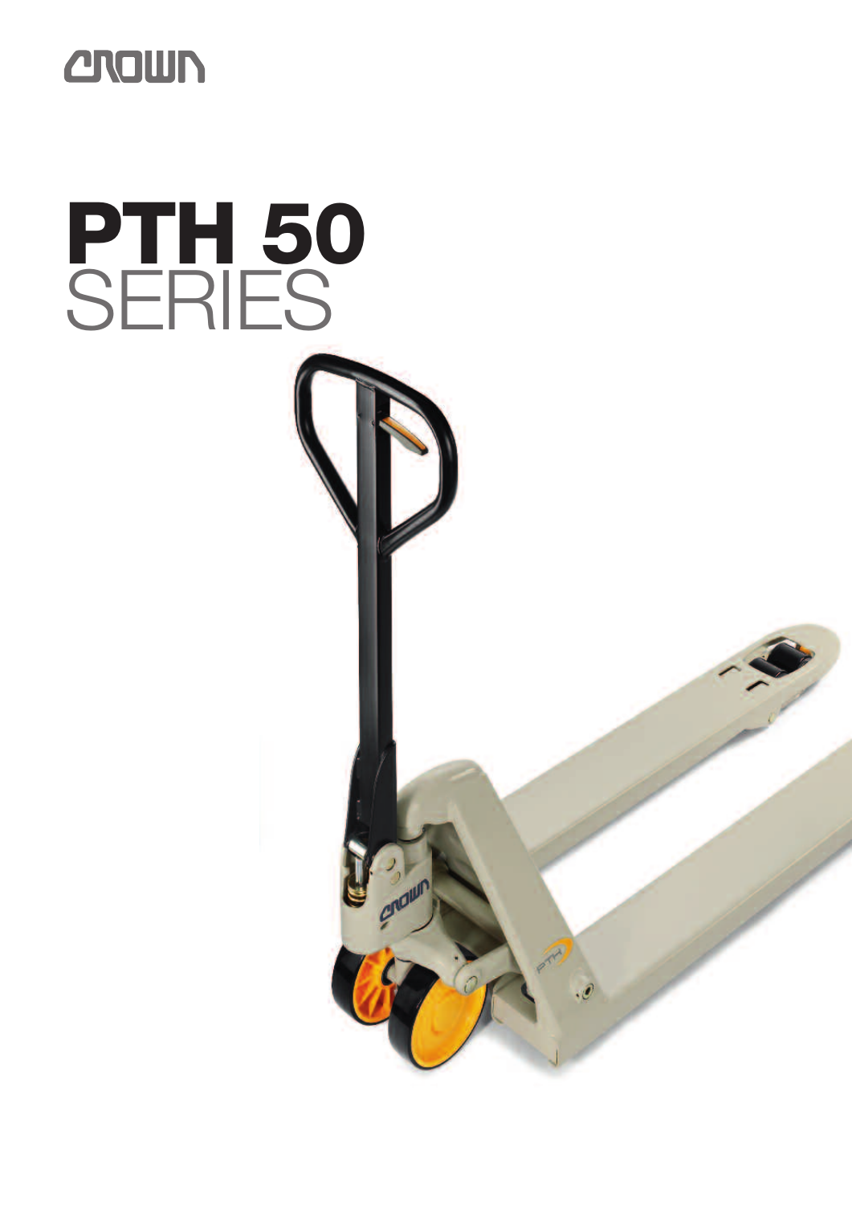CROWN

# PTH 50
SERIES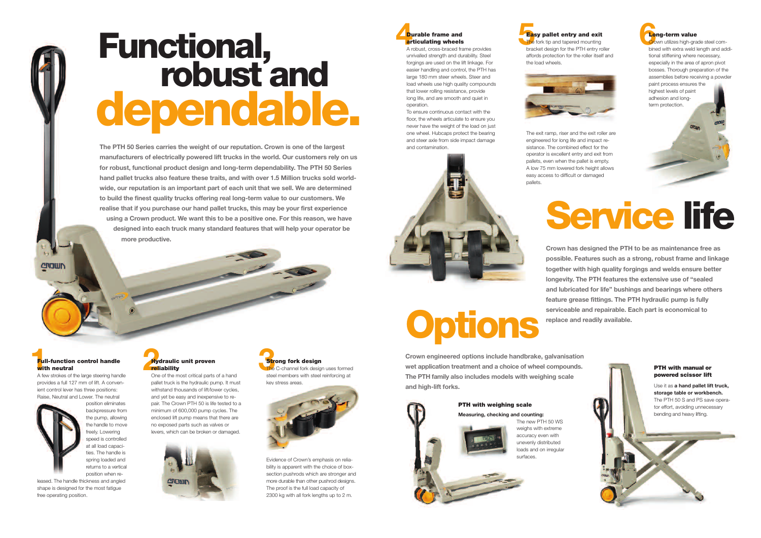# Functional, robust and dependable.

**The PTH 50 Series carries the weight of our reputation. Crown is one of the largest manufacturers of electrically powered lift trucks in the world. Our customers rely on us for robust, functional product design and long-term dependability. The PTH 50 Series hand pallet trucks also feature these traits, and with over 1.5 Million trucks sold worldwide, our reputation is an important part of each unit that we sell. We are determined to build the finest quality trucks offering real long-term value to our customers. We realise that if you purchase our hand pallet trucks, this may be your first experience using a Crown product. We want this to be a positive one. For this reason, we have designed into each truck many standard features that will help your operator be more productive.**

### 1 Full-function control handle with neutral

A few strokes of the large steering handle provides a full 127 mm of lift. A convenient control lever has three positions: Raise, Neutral and Lower. The neutral position eliminates backpressure from the pump, allowing the handle to move freely. Lowering speed is controlled at all load capacities. The handle is spring loaded and returns to a vertical position when released. The handle thickness and angled shape is designed for the most fatigue free operating position.

### 2 Hydraulic unit proven reliability

One of the most critical parts of a hand pallet truck is the hydraulic pump. It must withstand thousands of lift/lower cycles, and yet be easy and inexpensive to repair. The Crown PTH 50 is life tested to a minimum of 600,000 pump cycles. The enclosed lift pump means that there are no exposed parts such as valves or levers, which can be broken or damaged.

### 3 Strong fork design

The C-channel fork design uses formed steel members with steel reinforcing at key stress areas.

Evidence of Crown's emphasis on reliability is apparent with the choice of box-section pushrods which are stronger and more durable than other pushrod designs. The proof is the full load capacity of 2300 kg with all fork lengths up to 2 m.

### 4 Durable frame and articulating wheels

A robust, cross-braced frame provides unrivalled strength and durability. Steel forgings are used on the lift linkage. For easier handling and control, the PTH has large 180 mm steer wheels. Steer and load wheels use high quality compounds that lower rolling resistance, provide long life, and are smooth and quiet in operation.

To ensure continuous contact with the floor, the wheels articulate to ensure you never have the weight of the load on just one wheel. Hubcaps protect the bearing and steer axle from side impact damage and contamination.

### 5 Easy pallet entry and exit

The fork tip and tapered mounting bracket design for the PTH entry roller affords protection for the roller itself and the load wheels.

The exit ramp, riser and the exit roller are engineered for long life and impact resistance. The combined effect for the operator is excellent entry and exit from pallets, even when the pallet is empty. A low 75 mm lowered fork height allows easy access to difficult or damaged pallets.

### 6 Long-term value

Crown utilizes high-grade steel combined with extra weld length and additional stiffening where necessary, especially in the area of apron pivot bosses. Thorough preparation of the assemblies before receiving a powder paint process ensures the highest levels of paint adhesion and long-term protection.

# Service life

**Crown has designed the PTH to be as maintenance free as possible. Features such as a strong, robust frame and linkage together with high quality forgings and welds ensure better longevity. The PTH features the extensive use of "sealed and lubricated for life" bushings and bearings where others feature grease fittings. The PTH hydraulic pump is fully serviceable and repairable. Each part is economical to replace and readily available.**

# Options

**Crown engineered options include handbrake, galvanisation wet application treatment and a choice of wheel compounds. The PTH family also includes models with weighing scale and high-lift forks.**

### PTH with weighing scale

**Measuring, checking and counting:**

The new PTH 50 WS weighs with extreme accuracy even with unevenly distributed loads and on irregular surfaces.

### PTH with manual or powered scissor lift

Use it as **a hand pallet lift truck, storage table or workbench.** The PTH 50 S and PS save operator effort, avoiding unnecessary bending and heavy lifting.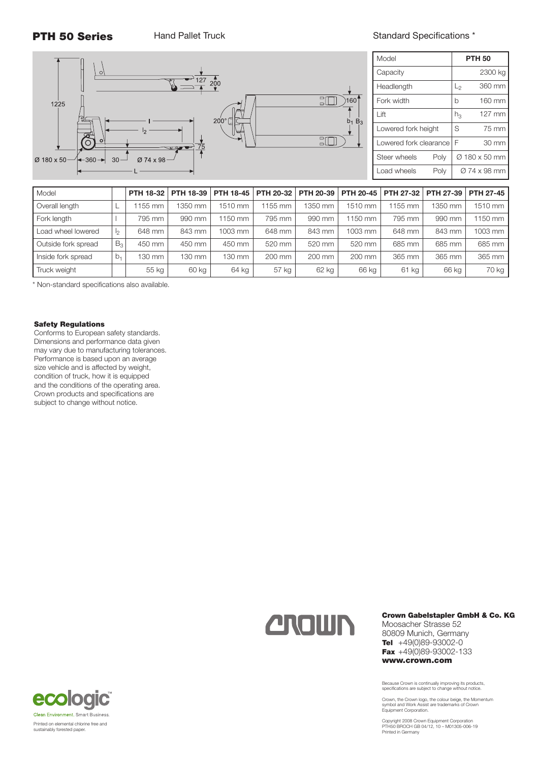## PTH 50 Series

Hand Pallet Truck

Standard Specifications *

1225

127

200

160

200°

l

$l_2$

$b_1$ $B_3$

75

Ø 180 x 50

360

30

Ø 74 x 98

L

| Model | | PTH 50 |
|---|---|---|
| Capacity | | 2300 kg |
| Headlength | $L_2$ | 360 mm |
| Fork width | b | 160 mm |
| Lift | $h_3$ | 127 mm |
| Lowered fork height | S | 75 mm |
| Lowered fork clearance | F | 30 mm |
| Steer wheels | Poly | Ø 180 x 50 mm |
| Load wheels | Poly | Ø 74 x 98 mm |

| Model | | PTH 18-32 | PTH 18-39 | PTH 18-45 | PTH 20-32 | PTH 20-39 | PTH 20-45 | PTH 27-32 | PTH 27-39 | PTH 27-45 |
|---|---|---|---|---|---|---|---|---|---|---|
| Overall length | L | 1155 mm | 1350 mm | 1510 mm | 1155 mm | 1350 mm | 1510 mm | 1155 mm | 1350 mm | 1510 mm |
| Fork length | l | 795 mm | 990 mm | 1150 mm | 795 mm | 990 mm | 1150 mm | 795 mm | 990 mm | 1150 mm |
| Load wheel lowered | $l_2$ | 648 mm | 843 mm | 1003 mm | 648 mm | 843 mm | 1003 mm | 648 mm | 843 mm | 1003 mm |
| Outside fork spread | $B_3$ | 450 mm | 450 mm | 450 mm | 520 mm | 520 mm | 520 mm | 685 mm | 685 mm | 685 mm |
| Inside fork spread | $b_1$ | 130 mm | 130 mm | 130 mm | 200 mm | 200 mm | 200 mm | 365 mm | 365 mm | 365 mm |
| Truck weight | | 55 kg | 60 kg | 64 kg | 57 kg | 62 kg | 66 kg | 61 kg | 66 kg | 70 kg |

* Non-standard specifications also available.

**Safety Regulations**

Conforms to European safety standards. Dimensions and performance data given may vary due to manufacturing tolerances. Performance is based upon an average size vehicle and is affected by weight, condition of truck, how it is equipped and the conditions of the operating area. Crown products and specifications are subject to change without notice.

CROWN

**Crown Gabelstapler GmbH & Co. KG**
Moosacher Strasse 52
80809 Munich, Germany
**Tel** +49(0)89-93002-0
**Fax** +49(0)89-93002-133
**www.crown.com**

Because Crown is continually improving its products, specifications are subject to change without notice.

Crown, the Crown logo, the colour beige, the Momentum symbol and Work Assist are trademarks of Crown Equipment Corporation.

Copyright 2008 Crown Equipment Corporation
PTH50 BROCH GB 04/12, 10 – M01305-006-19
Printed in Germany

ecologic™
Clean Environment. Smart Business.

Printed on elemental chlorine free and sustainably forested paper.